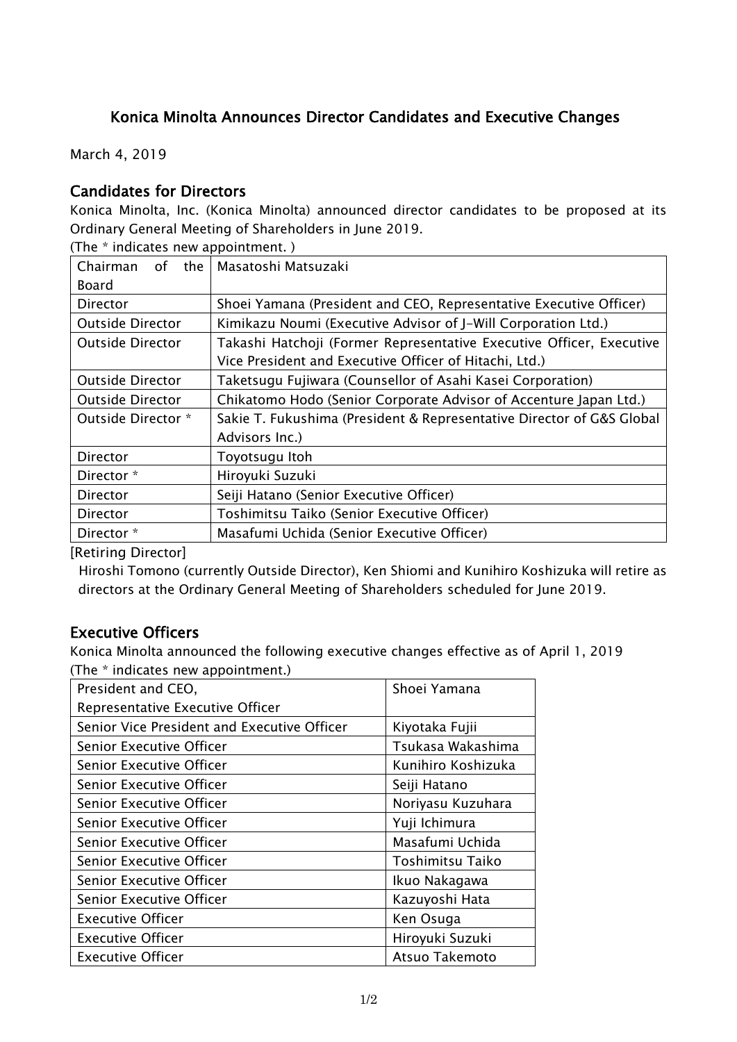# Konica Minolta Announces Director Candidates and Executive Changes

March 4, 2019

## Candidates for Directors

Konica Minolta, Inc. (Konica Minolta) announced director candidates to be proposed at its Ordinary General Meeting of Shareholders in June 2019.

(The * indicates new appointment. )

| Chairman of the Board | Masatoshi Matsuzaki |
|---|---|
| Director | Shoei Yamana (President and CEO, Representative Executive Officer) |
| Outside Director | Kimikazu Noumi (Executive Advisor of J-Will Corporation Ltd.) |
| Outside Director | Takashi Hatchoji (Former Representative Executive Officer, Executive Vice President and Executive Officer of Hitachi, Ltd.) |
| Outside Director | Taketsugu Fujiwara (Counsellor of Asahi Kasei Corporation) |
| Outside Director | Chikatomo Hodo (Senior Corporate Advisor of Accenture Japan Ltd.) |
| Outside Director * | Sakie T. Fukushima (President & Representative Director of G&S Global Advisors Inc.) |
| Director | Toyotsugu Itoh |
| Director * | Hiroyuki Suzuki |
| Director | Seiji Hatano (Senior Executive Officer) |
| Director | Toshimitsu Taiko (Senior Executive Officer) |
| Director * | Masafumi Uchida (Senior Executive Officer) |

[Retiring Director]

Hiroshi Tomono (currently Outside Director), Ken Shiomi and Kunihiro Koshizuka will retire as directors at the Ordinary General Meeting of Shareholders scheduled for June 2019.

## Executive Officers

Konica Minolta announced the following executive changes effective as of April 1, 2019

(The * indicates new appointment.)

| President and CEO, Representative Executive Officer | Shoei Yamana |
|---|---|
| Senior Vice President and Executive Officer | Kiyotaka Fujii |
| Senior Executive Officer | Tsukasa Wakashima |
| Senior Executive Officer | Kunihiro Koshizuka |
| Senior Executive Officer | Seiji Hatano |
| Senior Executive Officer | Noriyasu Kuzuhara |
| Senior Executive Officer | Yuji Ichimura |
| Senior Executive Officer | Masafumi Uchida |
| Senior Executive Officer | Toshimitsu Taiko |
| Senior Executive Officer | Ikuo Nakagawa |
| Senior Executive Officer | Kazuyoshi Hata |
| Executive Officer | Ken Osuga |
| Executive Officer | Hiroyuki Suzuki |
| Executive Officer | Atsuo Takemoto |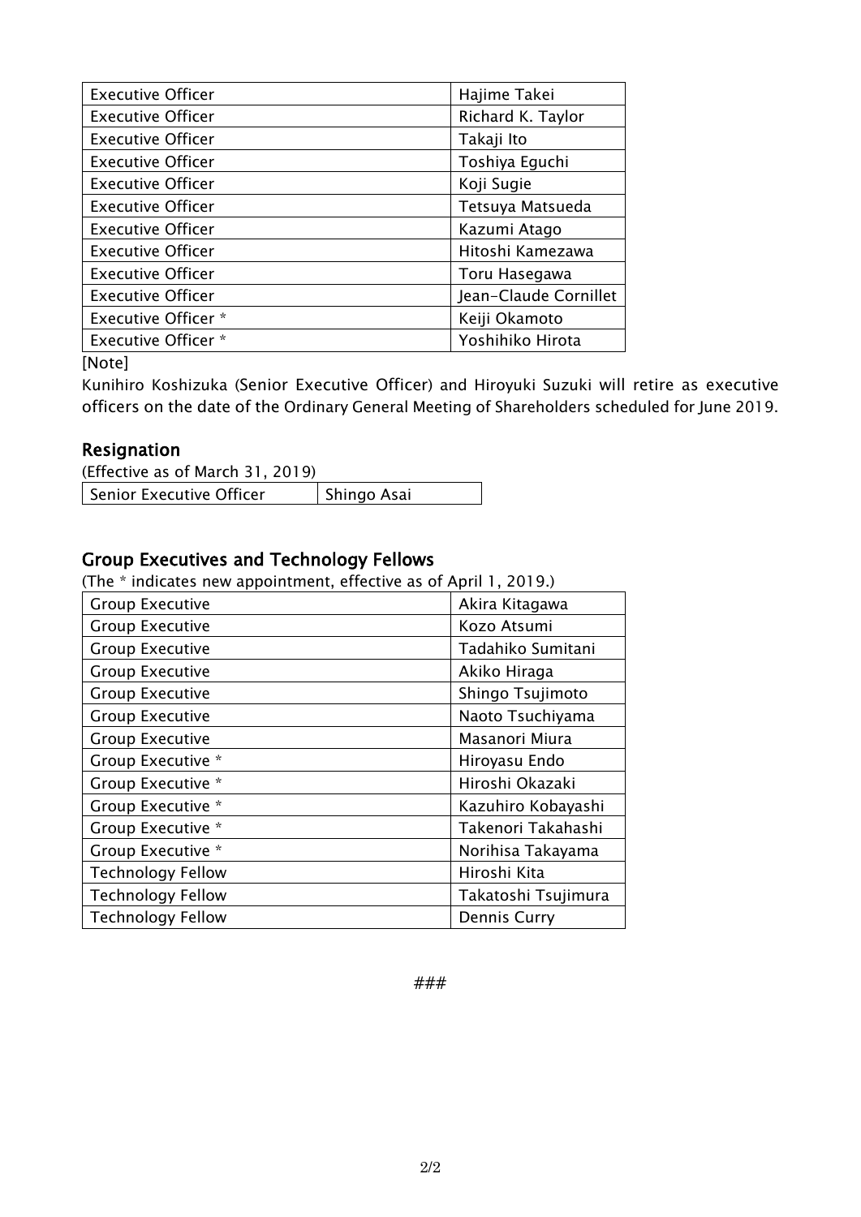| | |
|---|---|
| Executive Officer | Hajime Takei |
| Executive Officer | Richard K. Taylor |
| Executive Officer | Takaji Ito |
| Executive Officer | Toshiya Eguchi |
| Executive Officer | Koji Sugie |
| Executive Officer | Tetsuya Matsueda |
| Executive Officer | Kazumi Atago |
| Executive Officer | Hitoshi Kamezawa |
| Executive Officer | Toru Hasegawa |
| Executive Officer | Jean-Claude Cornillet |
| Executive Officer * | Keiji Okamoto |
| Executive Officer * | Yoshihiko Hirota |

[Note]

Kunihiro Koshizuka (Senior Executive Officer) and Hiroyuki Suzuki will retire as executive officers on the date of the Ordinary General Meeting of Shareholders scheduled for June 2019.

## Resignation

(Effective as of March 31, 2019)

| | |
|---|---|
| Senior Executive Officer | Shingo Asai |

## Group Executives and Technology Fellows

(The * indicates new appointment, effective as of April 1, 2019.)

| | |
|---|---|
| Group Executive | Akira Kitagawa |
| Group Executive | Kozo Atsumi |
| Group Executive | Tadahiko Sumitani |
| Group Executive | Akiko Hiraga |
| Group Executive | Shingo Tsujimoto |
| Group Executive | Naoto Tsuchiyama |
| Group Executive | Masanori Miura |
| Group Executive * | Hiroyasu Endo |
| Group Executive * | Hiroshi Okazaki |
| Group Executive * | Kazuhiro Kobayashi |
| Group Executive * | Takenori Takahashi |
| Group Executive * | Norihisa Takayama |
| Technology Fellow | Hiroshi Kita |
| Technology Fellow | Takatoshi Tsujimura |
| Technology Fellow | Dennis Curry |

###